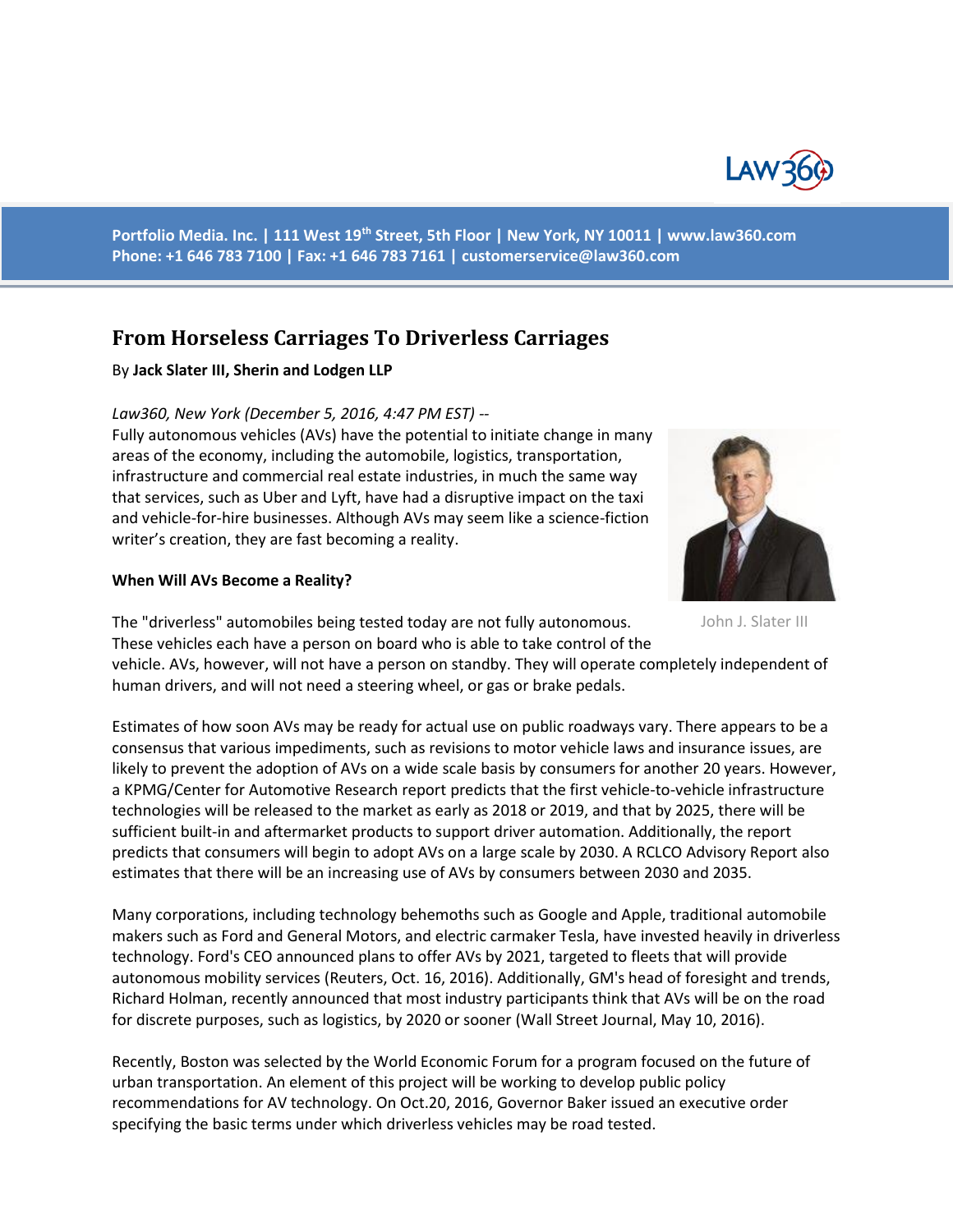Portfolio Media. Inc. | 111 West 19th Street, 5th Floor | New York, NY 10011 | www.law360.com
Phone: +1 646 783 7100 | Fax: +1 646 783 7161 | customerservice@law360.com

# From Horseless Carriages To Driverless Carriages

By **Jack Slater III, Sherin and Lodgen LLP**

*Law360, New York (December 5, 2016, 4:47 PM EST) --*

Fully autonomous vehicles (AVs) have the potential to initiate change in many areas of the economy, including the automobile, logistics, transportation, infrastructure and commercial real estate industries, in much the same way that services, such as Uber and Lyft, have had a disruptive impact on the taxi and vehicle-for-hire businesses. Although AVs may seem like a science-fiction writer's creation, they are fast becoming a reality.

John J. Slater III

**When Will AVs Become a Reality?**

The "driverless" automobiles being tested today are not fully autonomous. These vehicles each have a person on board who is able to take control of the vehicle. AVs, however, will not have a person on standby. They will operate completely independent of human drivers, and will not need a steering wheel, or gas or brake pedals.

Estimates of how soon AVs may be ready for actual use on public roadways vary. There appears to be a consensus that various impediments, such as revisions to motor vehicle laws and insurance issues, are likely to prevent the adoption of AVs on a wide scale basis by consumers for another 20 years. However, a KPMG/Center for Automotive Research report predicts that the first vehicle-to-vehicle infrastructure technologies will be released to the market as early as 2018 or 2019, and that by 2025, there will be sufficient built-in and aftermarket products to support driver automation. Additionally, the report predicts that consumers will begin to adopt AVs on a large scale by 2030. A RCLCO Advisory Report also estimates that there will be an increasing use of AVs by consumers between 2030 and 2035.

Many corporations, including technology behemoths such as Google and Apple, traditional automobile makers such as Ford and General Motors, and electric carmaker Tesla, have invested heavily in driverless technology. Ford's CEO announced plans to offer AVs by 2021, targeted to fleets that will provide autonomous mobility services (Reuters, Oct. 16, 2016). Additionally, GM's head of foresight and trends, Richard Holman, recently announced that most industry participants think that AVs will be on the road for discrete purposes, such as logistics, by 2020 or sooner (Wall Street Journal, May 10, 2016).

Recently, Boston was selected by the World Economic Forum for a program focused on the future of urban transportation. An element of this project will be working to develop public policy recommendations for AV technology. On Oct.20, 2016, Governor Baker issued an executive order specifying the basic terms under which driverless vehicles may be road tested.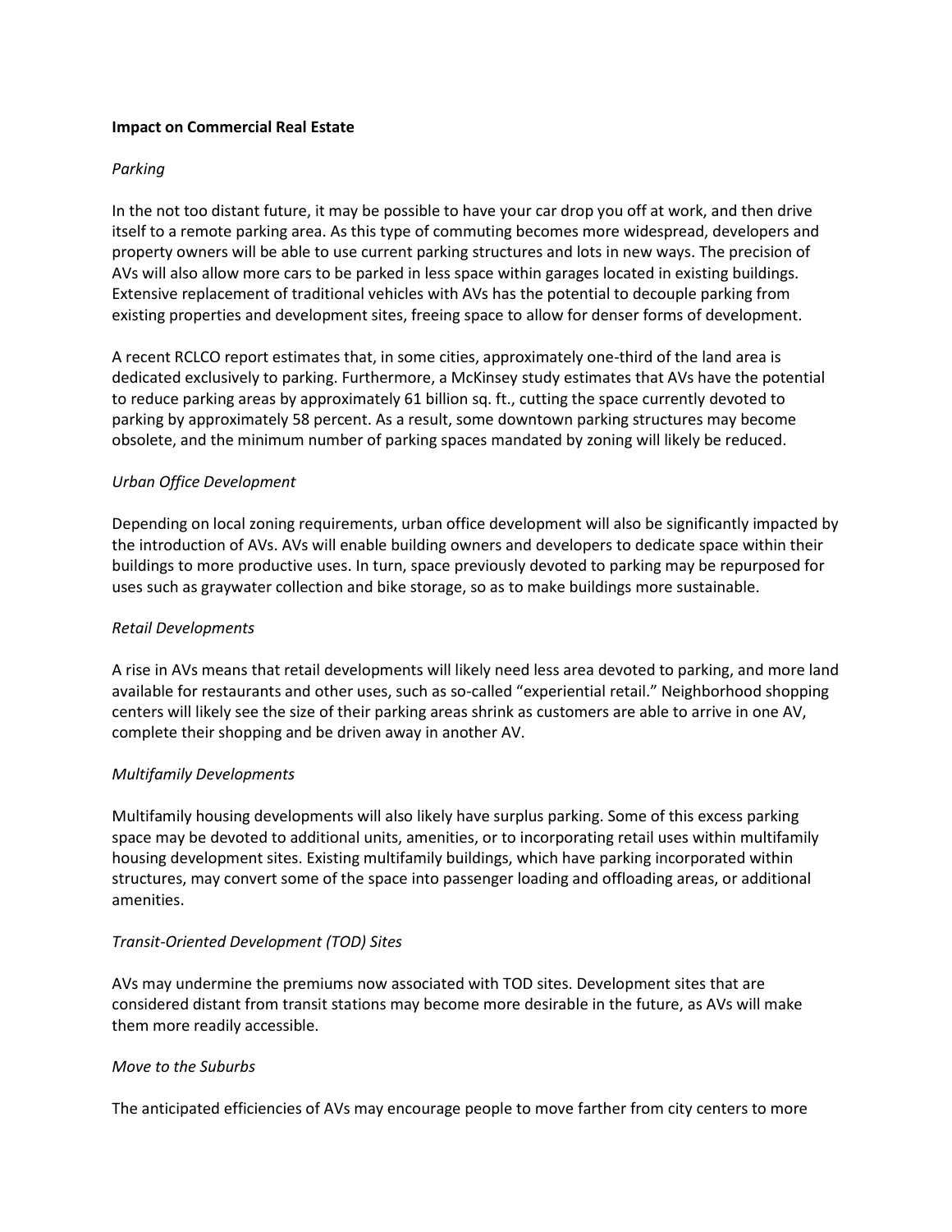**Impact on Commercial Real Estate**

*Parking*

In the not too distant future, it may be possible to have your car drop you off at work, and then drive itself to a remote parking area. As this type of commuting becomes more widespread, developers and property owners will be able to use current parking structures and lots in new ways. The precision of AVs will also allow more cars to be parked in less space within garages located in existing buildings. Extensive replacement of traditional vehicles with AVs has the potential to decouple parking from existing properties and development sites, freeing space to allow for denser forms of development.

A recent RCLCO report estimates that, in some cities, approximately one-third of the land area is dedicated exclusively to parking. Furthermore, a McKinsey study estimates that AVs have the potential to reduce parking areas by approximately 61 billion sq. ft., cutting the space currently devoted to parking by approximately 58 percent. As a result, some downtown parking structures may become obsolete, and the minimum number of parking spaces mandated by zoning will likely be reduced.

*Urban Office Development*

Depending on local zoning requirements, urban office development will also be significantly impacted by the introduction of AVs. AVs will enable building owners and developers to dedicate space within their buildings to more productive uses. In turn, space previously devoted to parking may be repurposed for uses such as graywater collection and bike storage, so as to make buildings more sustainable.

*Retail Developments*

A rise in AVs means that retail developments will likely need less area devoted to parking, and more land available for restaurants and other uses, such as so-called "experiential retail." Neighborhood shopping centers will likely see the size of their parking areas shrink as customers are able to arrive in one AV, complete their shopping and be driven away in another AV.

*Multifamily Developments*

Multifamily housing developments will also likely have surplus parking. Some of this excess parking space may be devoted to additional units, amenities, or to incorporating retail uses within multifamily housing development sites. Existing multifamily buildings, which have parking incorporated within structures, may convert some of the space into passenger loading and offloading areas, or additional amenities.

*Transit-Oriented Development (TOD) Sites*

AVs may undermine the premiums now associated with TOD sites. Development sites that are considered distant from transit stations may become more desirable in the future, as AVs will make them more readily accessible.

*Move to the Suburbs*

The anticipated efficiencies of AVs may encourage people to move farther from city centers to more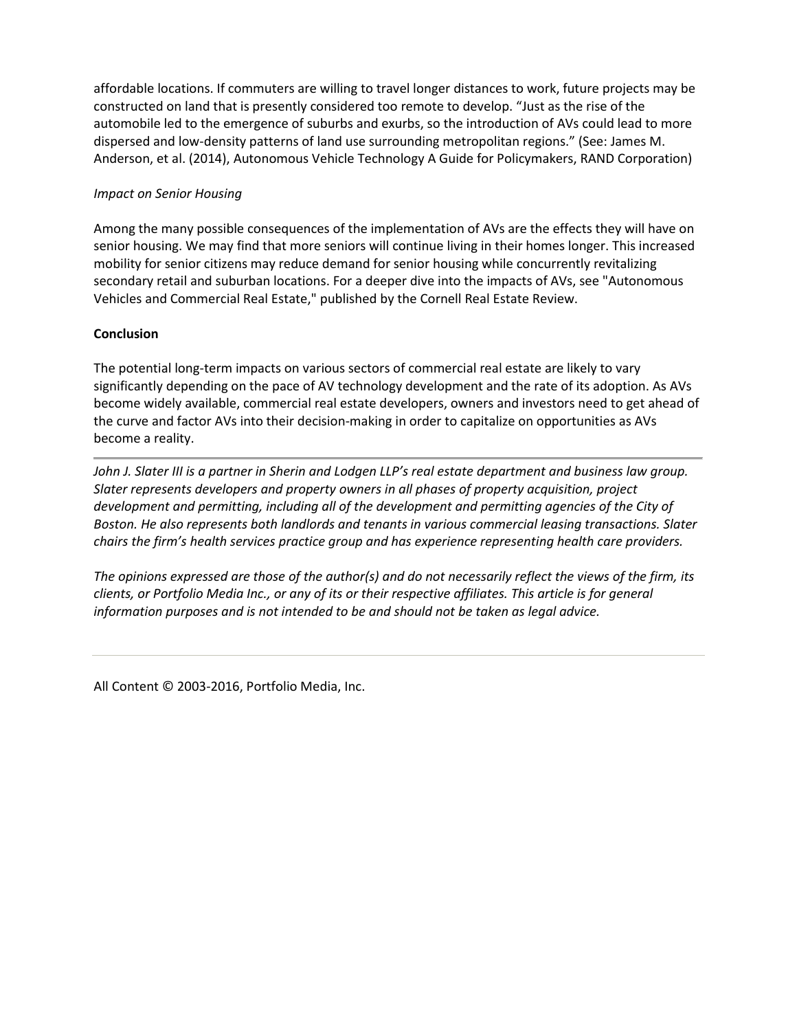affordable locations. If commuters are willing to travel longer distances to work, future projects may be constructed on land that is presently considered too remote to develop. "Just as the rise of the automobile led to the emergence of suburbs and exurbs, so the introduction of AVs could lead to more dispersed and low-density patterns of land use surrounding metropolitan regions." (See: James M. Anderson, et al. (2014), Autonomous Vehicle Technology A Guide for Policymakers, RAND Corporation)

*Impact on Senior Housing*

Among the many possible consequences of the implementation of AVs are the effects they will have on senior housing. We may find that more seniors will continue living in their homes longer. This increased mobility for senior citizens may reduce demand for senior housing while concurrently revitalizing secondary retail and suburban locations. For a deeper dive into the impacts of AVs, see "Autonomous Vehicles and Commercial Real Estate," published by the Cornell Real Estate Review.

**Conclusion**

The potential long-term impacts on various sectors of commercial real estate are likely to vary significantly depending on the pace of AV technology development and the rate of its adoption. As AVs become widely available, commercial real estate developers, owners and investors need to get ahead of the curve and factor AVs into their decision-making in order to capitalize on opportunities as AVs become a reality.

---

*John J. Slater III is a partner in Sherin and Lodgen LLP's real estate department and business law group. Slater represents developers and property owners in all phases of property acquisition, project development and permitting, including all of the development and permitting agencies of the City of Boston. He also represents both landlords and tenants in various commercial leasing transactions. Slater chairs the firm's health services practice group and has experience representing health care providers.*

*The opinions expressed are those of the author(s) and do not necessarily reflect the views of the firm, its clients, or Portfolio Media Inc., or any of its or their respective affiliates. This article is for general information purposes and is not intended to be and should not be taken as legal advice.*

---

All Content © 2003-2016, Portfolio Media, Inc.